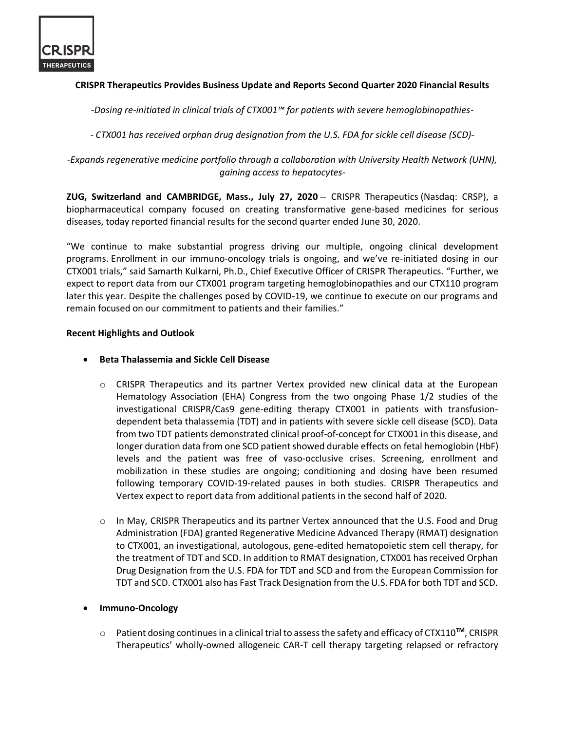# CRISPR Therapeutics Provides Business Update and Reports Second Quarter 2020 Financial Results

*-Dosing re-initiated in clinical trials of CTX001™ for patients with severe hemoglobinopathies-*

*- CTX001 has received orphan drug designation from the U.S. FDA for sickle cell disease (SCD)-*

*-Expands regenerative medicine portfolio through a collaboration with University Health Network (UHN), gaining access to hepatocytes-*

**ZUG, Switzerland and CAMBRIDGE, Mass., July 27, 2020** -- CRISPR Therapeutics (Nasdaq: CRSP), a biopharmaceutical company focused on creating transformative gene-based medicines for serious diseases, today reported financial results for the second quarter ended June 30, 2020.

"We continue to make substantial progress driving our multiple, ongoing clinical development programs. Enrollment in our immuno-oncology trials is ongoing, and we've re-initiated dosing in our CTX001 trials," said Samarth Kulkarni, Ph.D., Chief Executive Officer of CRISPR Therapeutics. "Further, we expect to report data from our CTX001 program targeting hemoglobinopathies and our CTX110 program later this year. Despite the challenges posed by COVID-19, we continue to execute on our programs and remain focused on our commitment to patients and their families."

## Recent Highlights and Outlook

- **Beta Thalassemia and Sickle Cell Disease**
  - CRISPR Therapeutics and its partner Vertex provided new clinical data at the European Hematology Association (EHA) Congress from the two ongoing Phase 1/2 studies of the investigational CRISPR/Cas9 gene-editing therapy CTX001 in patients with transfusion-dependent beta thalassemia (TDT) and in patients with severe sickle cell disease (SCD). Data from two TDT patients demonstrated clinical proof-of-concept for CTX001 in this disease, and longer duration data from one SCD patient showed durable effects on fetal hemoglobin (HbF) levels and the patient was free of vaso-occlusive crises. Screening, enrollment and mobilization in these studies are ongoing; conditioning and dosing have been resumed following temporary COVID-19-related pauses in both studies. CRISPR Therapeutics and Vertex expect to report data from additional patients in the second half of 2020.
  - In May, CRISPR Therapeutics and its partner Vertex announced that the U.S. Food and Drug Administration (FDA) granted Regenerative Medicine Advanced Therapy (RMAT) designation to CTX001, an investigational, autologous, gene-edited hematopoietic stem cell therapy, for the treatment of TDT and SCD. In addition to RMAT designation, CTX001 has received Orphan Drug Designation from the U.S. FDA for TDT and SCD and from the European Commission for TDT and SCD. CTX001 also has Fast Track Designation from the U.S. FDA for both TDT and SCD.
- **Immuno-Oncology**
  - Patient dosing continues in a clinical trial to assess the safety and efficacy of CTX110™, CRISPR Therapeutics' wholly-owned allogeneic CAR-T cell therapy targeting relapsed or refractory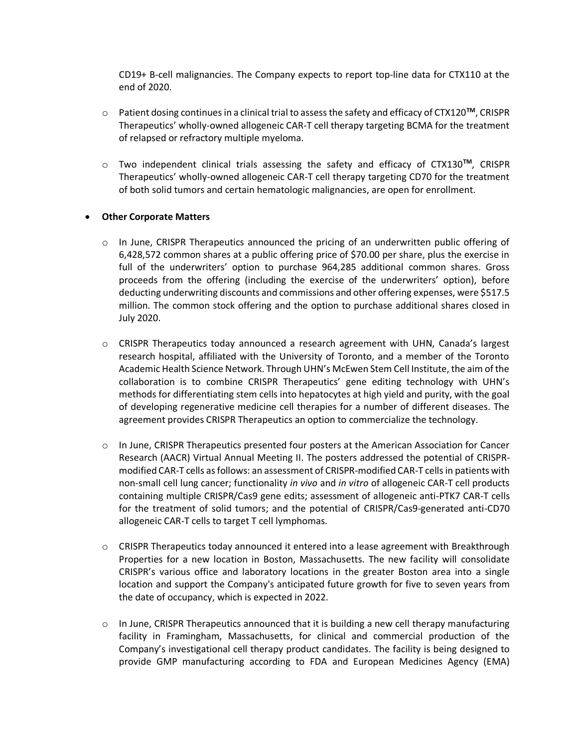CD19+ B-cell malignancies. The Company expects to report top-line data for CTX110 at the end of 2020.

- Patient dosing continues in a clinical trial to assess the safety and efficacy of CTX120™, CRISPR Therapeutics' wholly-owned allogeneic CAR-T cell therapy targeting BCMA for the treatment of relapsed or refractory multiple myeloma.
- Two independent clinical trials assessing the safety and efficacy of CTX130™, CRISPR Therapeutics' wholly-owned allogeneic CAR-T cell therapy targeting CD70 for the treatment of both solid tumors and certain hematologic malignancies, are open for enrollment.

- **Other Corporate Matters**
  - In June, CRISPR Therapeutics announced the pricing of an underwritten public offering of 6,428,572 common shares at a public offering price of $70.00 per share, plus the exercise in full of the underwriters' option to purchase 964,285 additional common shares. Gross proceeds from the offering (including the exercise of the underwriters' option), before deducting underwriting discounts and commissions and other offering expenses, were $517.5 million. The common stock offering and the option to purchase additional shares closed in July 2020.
  - CRISPR Therapeutics today announced a research agreement with UHN, Canada's largest research hospital, affiliated with the University of Toronto, and a member of the Toronto Academic Health Science Network. Through UHN's McEwen Stem Cell Institute, the aim of the collaboration is to combine CRISPR Therapeutics' gene editing technology with UHN's methods for differentiating stem cells into hepatocytes at high yield and purity, with the goal of developing regenerative medicine cell therapies for a number of different diseases. The agreement provides CRISPR Therapeutics an option to commercialize the technology.
  - In June, CRISPR Therapeutics presented four posters at the American Association for Cancer Research (AACR) Virtual Annual Meeting II. The posters addressed the potential of CRISPR-modified CAR-T cells as follows: an assessment of CRISPR-modified CAR-T cells in patients with non-small cell lung cancer; functionality *in vivo* and *in vitro* of allogeneic CAR-T cell products containing multiple CRISPR/Cas9 gene edits; assessment of allogeneic anti-PTK7 CAR-T cells for the treatment of solid tumors; and the potential of CRISPR/Cas9-generated anti-CD70 allogeneic CAR-T cells to target T cell lymphomas.
  - CRISPR Therapeutics today announced it entered into a lease agreement with Breakthrough Properties for a new location in Boston, Massachusetts. The new facility will consolidate CRISPR's various office and laboratory locations in the greater Boston area into a single location and support the Company's anticipated future growth for five to seven years from the date of occupancy, which is expected in 2022.
  - In June, CRISPR Therapeutics announced that it is building a new cell therapy manufacturing facility in Framingham, Massachusetts, for clinical and commercial production of the Company's investigational cell therapy product candidates. The facility is being designed to provide GMP manufacturing according to FDA and European Medicines Agency (EMA)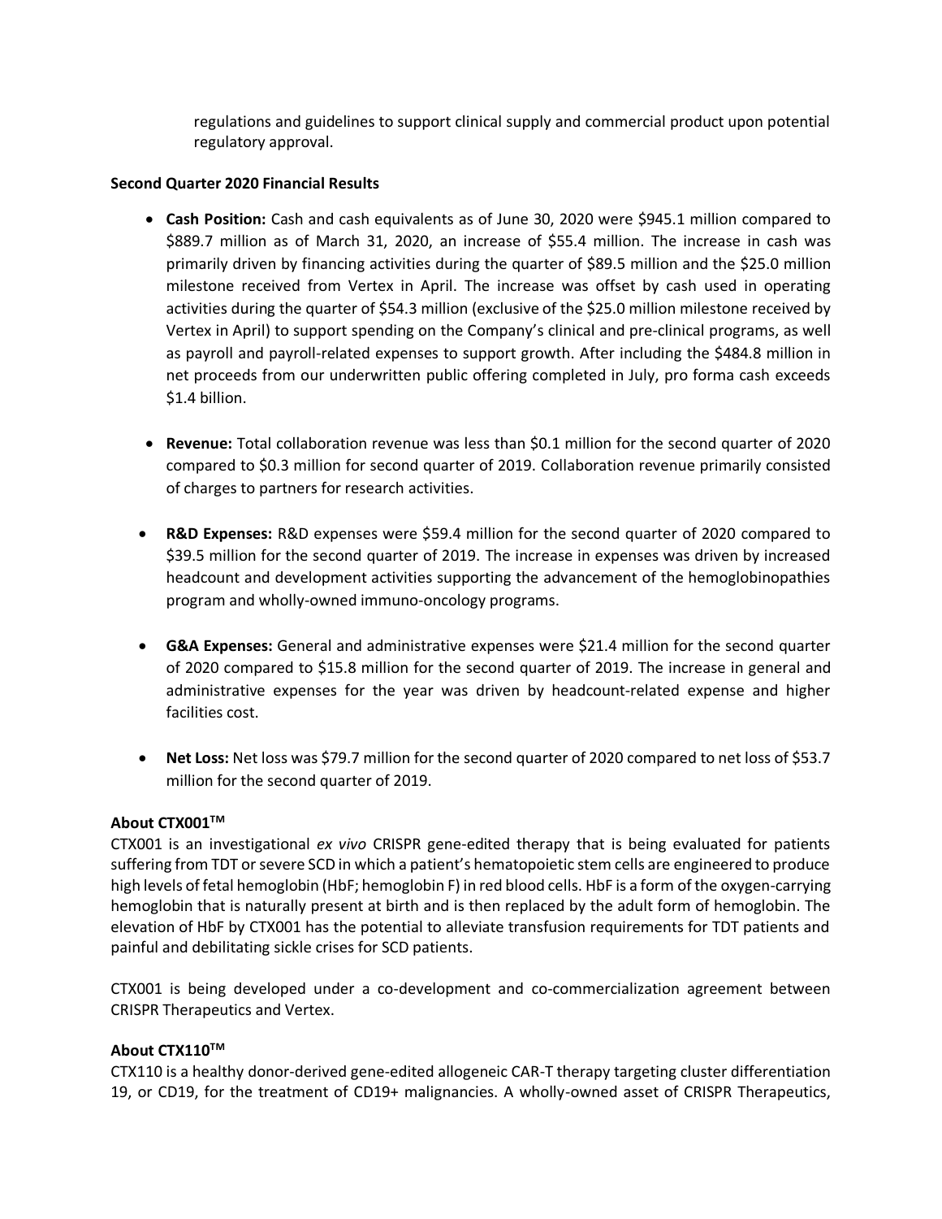regulations and guidelines to support clinical supply and commercial product upon potential regulatory approval.

**Second Quarter 2020 Financial Results**

- **Cash Position:** Cash and cash equivalents as of June 30, 2020 were \$945.1 million compared to \$889.7 million as of March 31, 2020, an increase of \$55.4 million. The increase in cash was primarily driven by financing activities during the quarter of \$89.5 million and the \$25.0 million milestone received from Vertex in April. The increase was offset by cash used in operating activities during the quarter of \$54.3 million (exclusive of the \$25.0 million milestone received by Vertex in April) to support spending on the Company's clinical and pre-clinical programs, as well as payroll and payroll-related expenses to support growth. After including the \$484.8 million in net proceeds from our underwritten public offering completed in July, pro forma cash exceeds \$1.4 billion.

- **Revenue:** Total collaboration revenue was less than \$0.1 million for the second quarter of 2020 compared to \$0.3 million for second quarter of 2019. Collaboration revenue primarily consisted of charges to partners for research activities.

- **R&D Expenses:** R&D expenses were \$59.4 million for the second quarter of 2020 compared to \$39.5 million for the second quarter of 2019. The increase in expenses was driven by increased headcount and development activities supporting the advancement of the hemoglobinopathies program and wholly-owned immuno-oncology programs.

- **G&A Expenses:** General and administrative expenses were \$21.4 million for the second quarter of 2020 compared to \$15.8 million for the second quarter of 2019. The increase in general and administrative expenses for the year was driven by headcount-related expense and higher facilities cost.

- **Net Loss:** Net loss was \$79.7 million for the second quarter of 2020 compared to net loss of \$53.7 million for the second quarter of 2019.

**About CTX001™**

CTX001 is an investigational *ex vivo* CRISPR gene-edited therapy that is being evaluated for patients suffering from TDT or severe SCD in which a patient's hematopoietic stem cells are engineered to produce high levels of fetal hemoglobin (HbF; hemoglobin F) in red blood cells. HbF is a form of the oxygen-carrying hemoglobin that is naturally present at birth and is then replaced by the adult form of hemoglobin. The elevation of HbF by CTX001 has the potential to alleviate transfusion requirements for TDT patients and painful and debilitating sickle crises for SCD patients.

CTX001 is being developed under a co-development and co-commercialization agreement between CRISPR Therapeutics and Vertex.

**About CTX110™**

CTX110 is a healthy donor-derived gene-edited allogeneic CAR-T therapy targeting cluster differentiation 19, or CD19, for the treatment of CD19+ malignancies. A wholly-owned asset of CRISPR Therapeutics,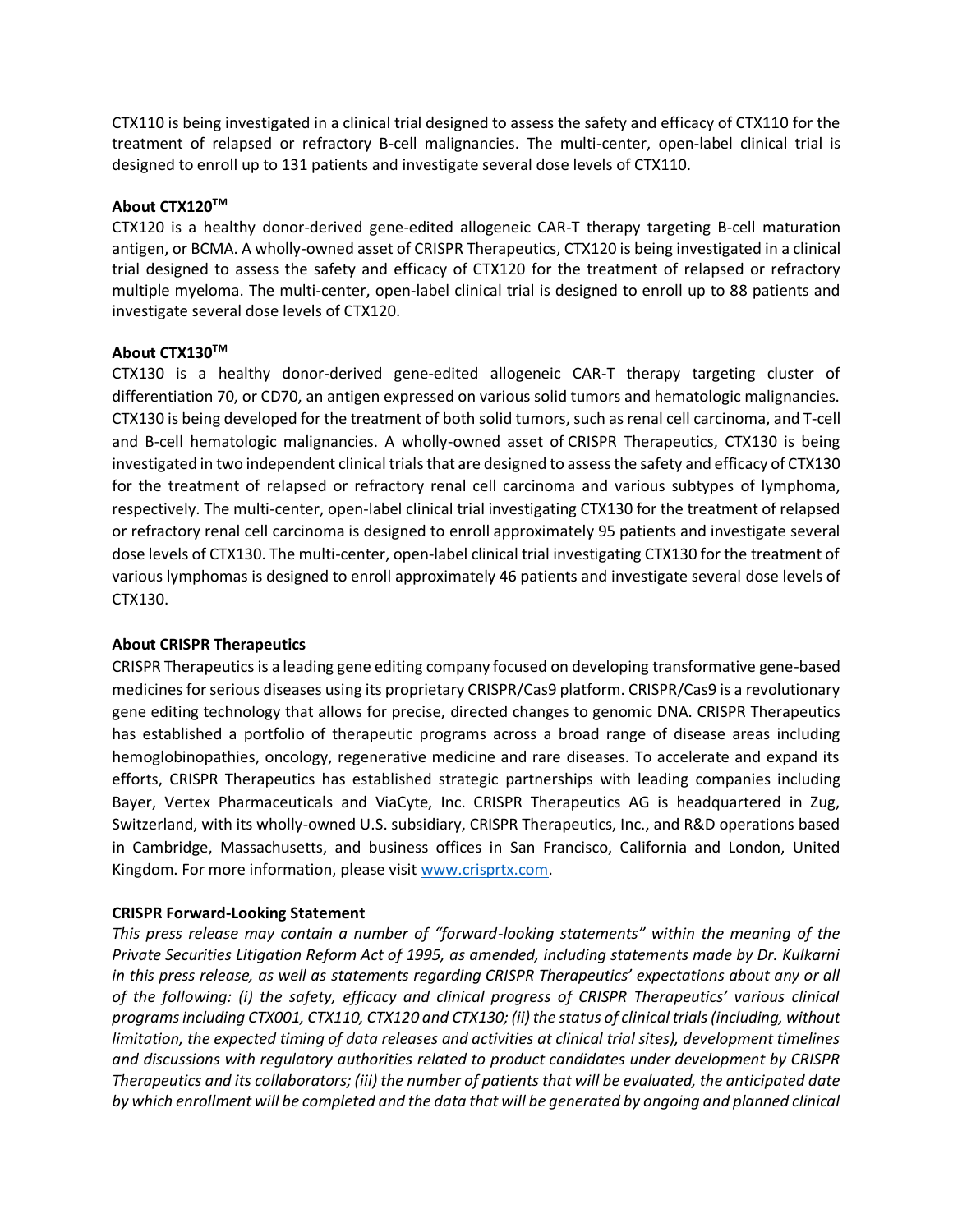CTX110 is being investigated in a clinical trial designed to assess the safety and efficacy of CTX110 for the treatment of relapsed or refractory B-cell malignancies. The multi-center, open-label clinical trial is designed to enroll up to 131 patients and investigate several dose levels of CTX110.

**About CTX120™**

CTX120 is a healthy donor-derived gene-edited allogeneic CAR-T therapy targeting B-cell maturation antigen, or BCMA. A wholly-owned asset of CRISPR Therapeutics, CTX120 is being investigated in a clinical trial designed to assess the safety and efficacy of CTX120 for the treatment of relapsed or refractory multiple myeloma. The multi-center, open-label clinical trial is designed to enroll up to 88 patients and investigate several dose levels of CTX120.

**About CTX130™**

CTX130 is a healthy donor-derived gene-edited allogeneic CAR-T therapy targeting cluster of differentiation 70, or CD70, an antigen expressed on various solid tumors and hematologic malignancies. CTX130 is being developed for the treatment of both solid tumors, such as renal cell carcinoma, and T-cell and B-cell hematologic malignancies. A wholly-owned asset of CRISPR Therapeutics, CTX130 is being investigated in two independent clinical trials that are designed to assess the safety and efficacy of CTX130 for the treatment of relapsed or refractory renal cell carcinoma and various subtypes of lymphoma, respectively. The multi-center, open-label clinical trial investigating CTX130 for the treatment of relapsed or refractory renal cell carcinoma is designed to enroll approximately 95 patients and investigate several dose levels of CTX130. The multi-center, open-label clinical trial investigating CTX130 for the treatment of various lymphomas is designed to enroll approximately 46 patients and investigate several dose levels of CTX130.

**About CRISPR Therapeutics**

CRISPR Therapeutics is a leading gene editing company focused on developing transformative gene-based medicines for serious diseases using its proprietary CRISPR/Cas9 platform. CRISPR/Cas9 is a revolutionary gene editing technology that allows for precise, directed changes to genomic DNA. CRISPR Therapeutics has established a portfolio of therapeutic programs across a broad range of disease areas including hemoglobinopathies, oncology, regenerative medicine and rare diseases. To accelerate and expand its efforts, CRISPR Therapeutics has established strategic partnerships with leading companies including Bayer, Vertex Pharmaceuticals and ViaCyte, Inc. CRISPR Therapeutics AG is headquartered in Zug, Switzerland, with its wholly-owned U.S. subsidiary, CRISPR Therapeutics, Inc., and R&D operations based in Cambridge, Massachusetts, and business offices in San Francisco, California and London, United Kingdom. For more information, please visit [www.crisprtx.com](www.crisprtx.com).

**CRISPR Forward-Looking Statement**

*This press release may contain a number of "forward-looking statements" within the meaning of the Private Securities Litigation Reform Act of 1995, as amended, including statements made by Dr. Kulkarni in this press release, as well as statements regarding CRISPR Therapeutics' expectations about any or all of the following: (i) the safety, efficacy and clinical progress of CRISPR Therapeutics' various clinical programs including CTX001, CTX110, CTX120 and CTX130; (ii) the status of clinical trials (including, without limitation, the expected timing of data releases and activities at clinical trial sites), development timelines and discussions with regulatory authorities related to product candidates under development by CRISPR Therapeutics and its collaborators; (iii) the number of patients that will be evaluated, the anticipated date by which enrollment will be completed and the data that will be generated by ongoing and planned clinical*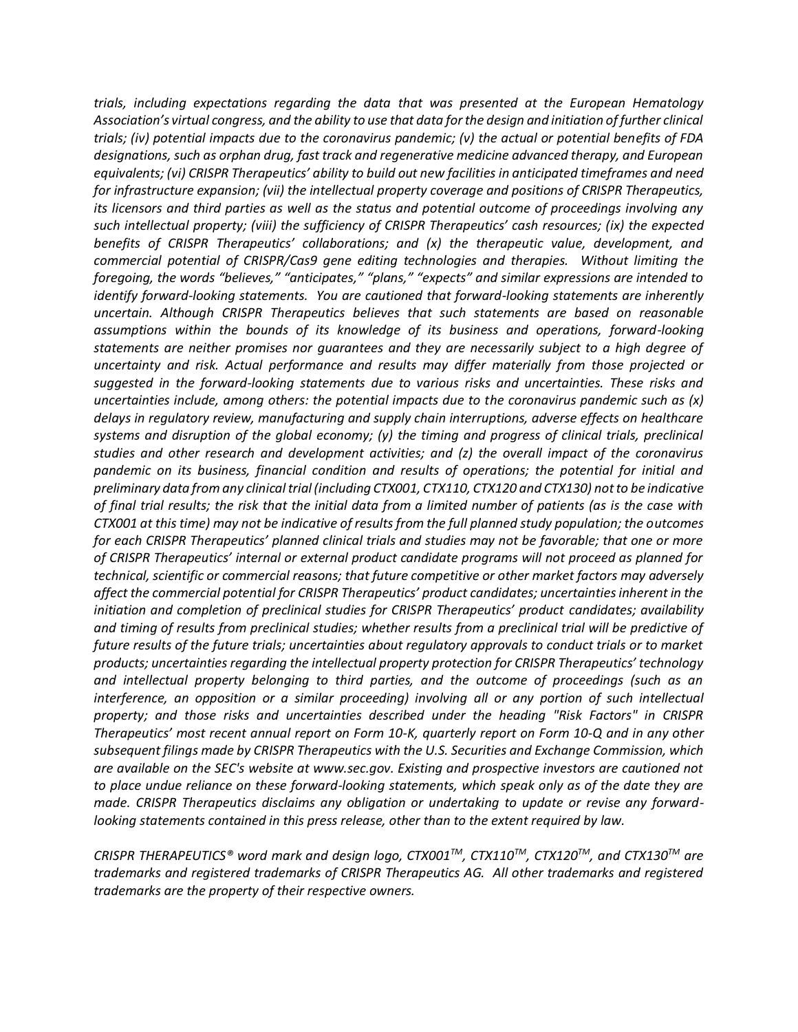*trials, including expectations regarding the data that was presented at the European Hematology Association's virtual congress, and the ability to use that data for the design and initiation of further clinical trials; (iv) potential impacts due to the coronavirus pandemic; (v) the actual or potential benefits of FDA designations, such as orphan drug, fast track and regenerative medicine advanced therapy, and European equivalents; (vi) CRISPR Therapeutics' ability to build out new facilities in anticipated timeframes and need for infrastructure expansion; (vii) the intellectual property coverage and positions of CRISPR Therapeutics, its licensors and third parties as well as the status and potential outcome of proceedings involving any such intellectual property; (viii) the sufficiency of CRISPR Therapeutics' cash resources; (ix) the expected benefits of CRISPR Therapeutics' collaborations; and (x) the therapeutic value, development, and commercial potential of CRISPR/Cas9 gene editing technologies and therapies. Without limiting the foregoing, the words "believes," "anticipates," "plans," "expects" and similar expressions are intended to identify forward-looking statements. You are cautioned that forward-looking statements are inherently uncertain. Although CRISPR Therapeutics believes that such statements are based on reasonable assumptions within the bounds of its knowledge of its business and operations, forward-looking statements are neither promises nor guarantees and they are necessarily subject to a high degree of uncertainty and risk. Actual performance and results may differ materially from those projected or suggested in the forward-looking statements due to various risks and uncertainties. These risks and uncertainties include, among others: the potential impacts due to the coronavirus pandemic such as (x) delays in regulatory review, manufacturing and supply chain interruptions, adverse effects on healthcare systems and disruption of the global economy; (y) the timing and progress of clinical trials, preclinical studies and other research and development activities; and (z) the overall impact of the coronavirus pandemic on its business, financial condition and results of operations; the potential for initial and preliminary data from any clinical trial (including CTX001, CTX110, CTX120 and CTX130) not to be indicative of final trial results; the risk that the initial data from a limited number of patients (as is the case with CTX001 at this time) may not be indicative of results from the full planned study population; the outcomes for each CRISPR Therapeutics' planned clinical trials and studies may not be favorable; that one or more of CRISPR Therapeutics' internal or external product candidate programs will not proceed as planned for technical, scientific or commercial reasons; that future competitive or other market factors may adversely affect the commercial potential for CRISPR Therapeutics' product candidates; uncertainties inherent in the initiation and completion of preclinical studies for CRISPR Therapeutics' product candidates; availability and timing of results from preclinical studies; whether results from a preclinical trial will be predictive of future results of the future trials; uncertainties about regulatory approvals to conduct trials or to market products; uncertainties regarding the intellectual property protection for CRISPR Therapeutics' technology and intellectual property belonging to third parties, and the outcome of proceedings (such as an interference, an opposition or a similar proceeding) involving all or any portion of such intellectual property; and those risks and uncertainties described under the heading "Risk Factors" in CRISPR Therapeutics' most recent annual report on Form 10-K, quarterly report on Form 10-Q and in any other subsequent filings made by CRISPR Therapeutics with the U.S. Securities and Exchange Commission, which are available on the SEC's website at www.sec.gov. Existing and prospective investors are cautioned not to place undue reliance on these forward-looking statements, which speak only as of the date they are made. CRISPR Therapeutics disclaims any obligation or undertaking to update or revise any forward-looking statements contained in this press release, other than to the extent required by law.*

*CRISPR THERAPEUTICS® word mark and design logo, CTX001™, CTX110™, CTX120™, and CTX130™ are trademarks and registered trademarks of CRISPR Therapeutics AG. All other trademarks and registered trademarks are the property of their respective owners.*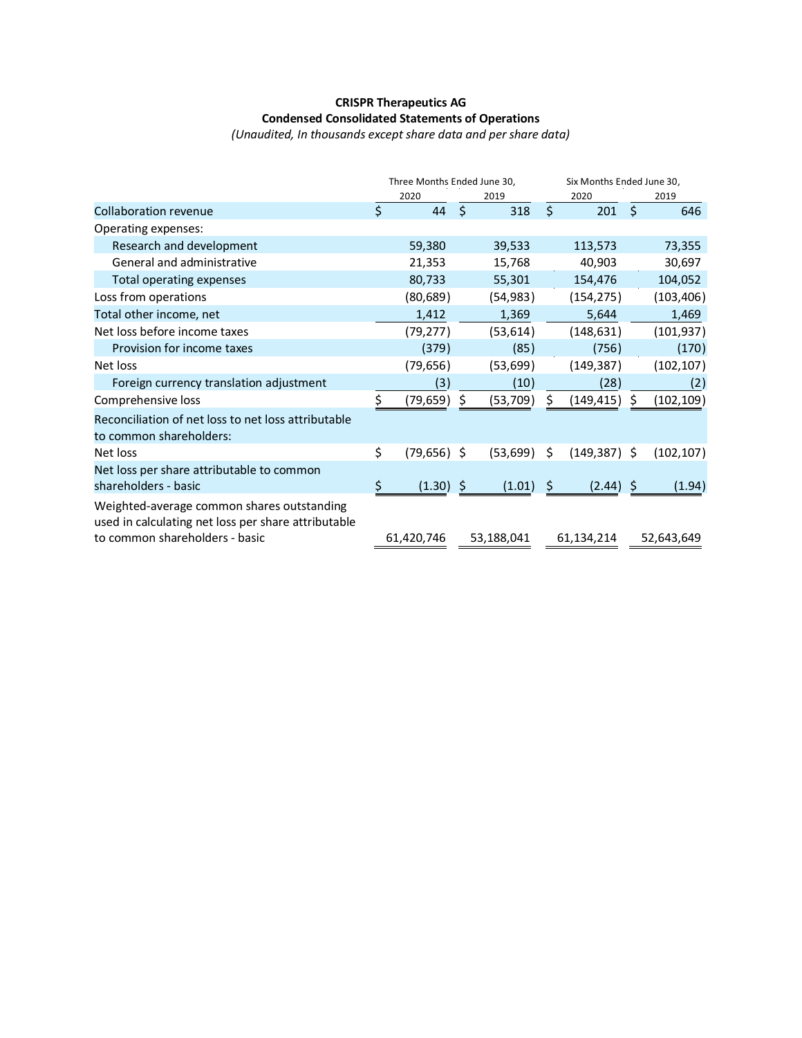**CRISPR Therapeutics AG**

**Condensed Consolidated Statements of Operations**

*(Unaudited, In thousands except share data and per share data)*

| | Three Months Ended June 30, | | Six Months Ended June 30, | |
|---|---|---|---|---|
| | 2020 | 2019 | 2020 | 2019 |
| Collaboration revenue | $ 44 | $ 318 | $ 201 | $ 646 |
| Operating expenses: | | | | |
| Research and development | 59,380 | 39,533 | 113,573 | 73,355 |
| General and administrative | 21,353 | 15,768 | 40,903 | 30,697 |
| Total operating expenses | 80,733 | 55,301 | 154,476 | 104,052 |
| Loss from operations | (80,689) | (54,983) | (154,275) | (103,406) |
| Total other income, net | 1,412 | 1,369 | 5,644 | 1,469 |
| Net loss before income taxes | (79,277) | (53,614) | (148,631) | (101,937) |
| Provision for income taxes | (379) | (85) | (756) | (170) |
| Net loss | (79,656) | (53,699) | (149,387) | (102,107) |
| Foreign currency translation adjustment | (3) | (10) | (28) | (2) |
| Comprehensive loss | $ (79,659) | $ (53,709) | $ (149,415) | $ (102,109) |
| Reconciliation of net loss to net loss attributable to common shareholders: | | | | |
| Net loss | $ (79,656) | $ (53,699) | $ (149,387) | $ (102,107) |
| Net loss per share attributable to common shareholders - basic | $ (1.30) | $ (1.01) | $ (2.44) | $ (1.94) |
| Weighted-average common shares outstanding used in calculating net loss per share attributable to common shareholders - basic | 61,420,746 | 53,188,041 | 61,134,214 | 52,643,649 |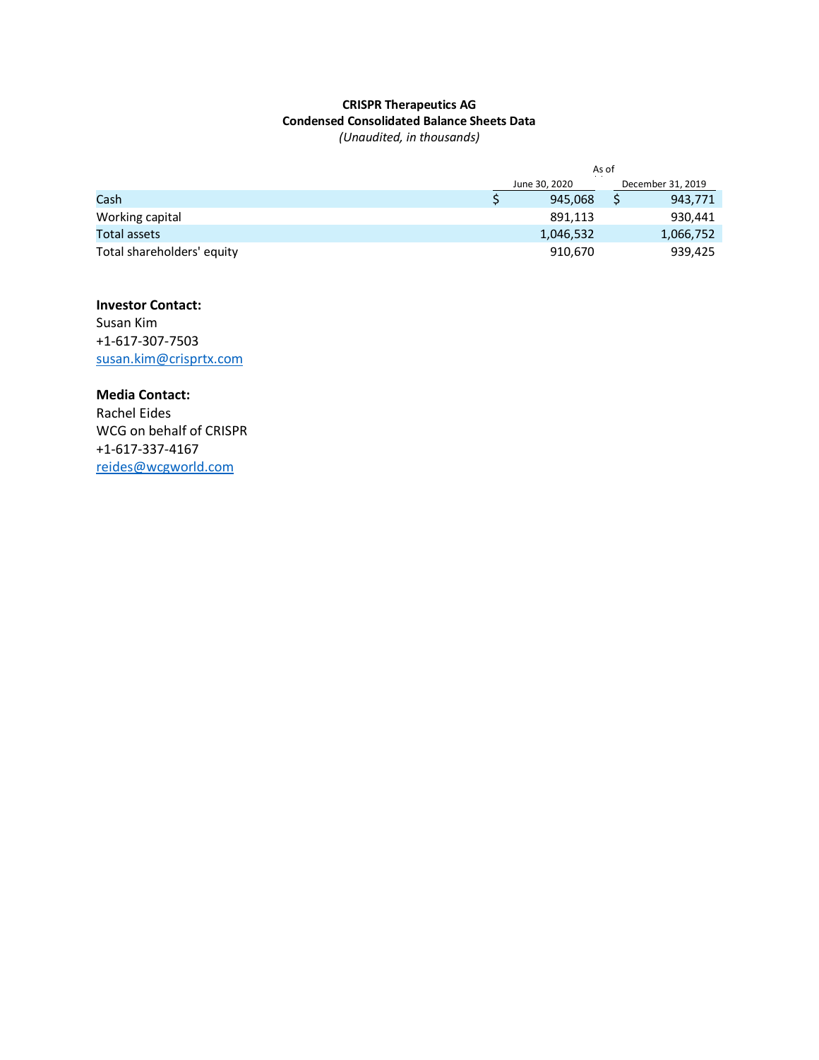**CRISPR Therapeutics AG**
**Condensed Consolidated Balance Sheets Data**
*(Unaudited, in thousands)*

| | As of | |
|---|---|---|
| | June 30, 2020 | December 31, 2019 |
| Cash | $ 945,068 | $ 943,771 |
| Working capital | 891,113 | 930,441 |
| Total assets | 1,046,532 | 1,066,752 |
| Total shareholders' equity | 910,670 | 939,425 |

**Investor Contact:**
Susan Kim
+1-617-307-7503
susan.kim@crisprtx.com

**Media Contact:**
Rachel Eides
WCG on behalf of CRISPR
+1-617-337-4167
reides@wcgworld.com